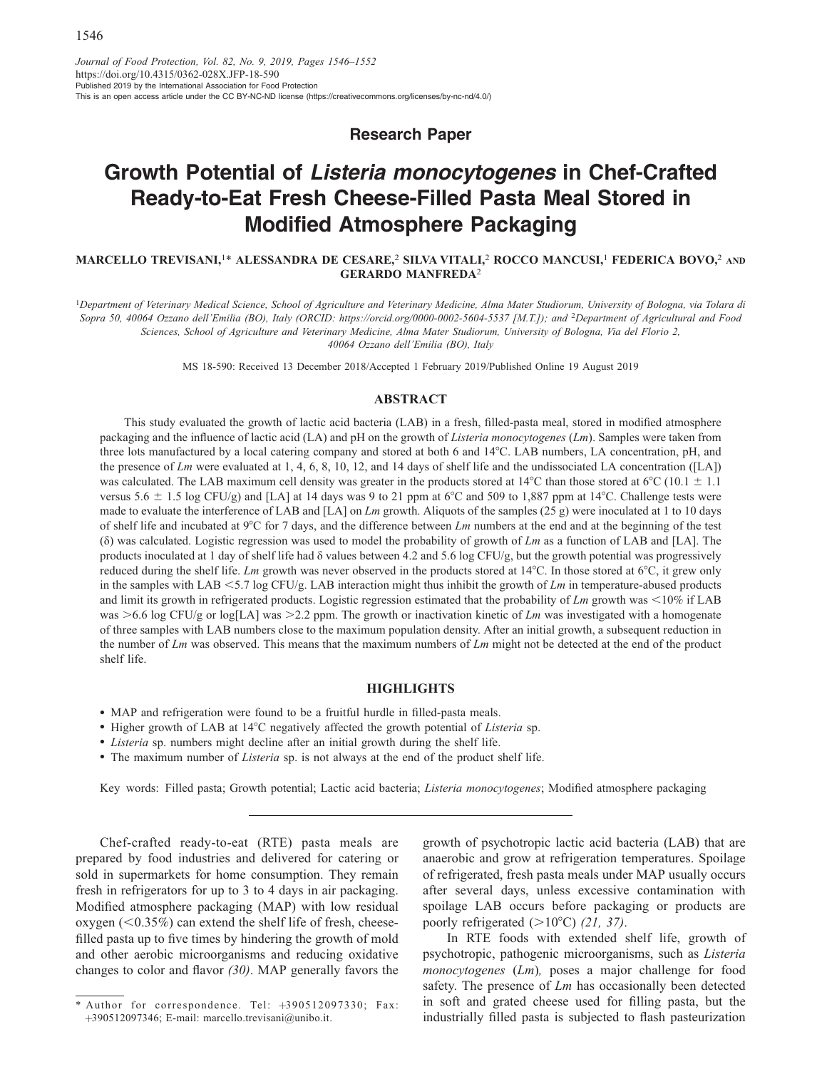Journal of Food Protection, Vol. 82, No. 9, 2019, Pages 1546–1552
https://doi.org/10.4315/0362-028X.JFP-18-590
Published 2019 by the International Association for Food Protection
This is an open access article under the CC BY-NC-ND license (https://creativecommons.org/licenses/by-nc-nd/4.0/)

**Research Paper**

# Growth Potential of *Listeria monocytogenes* in Chef-Crafted Ready-to-Eat Fresh Cheese-Filled Pasta Meal Stored in Modified Atmosphere Packaging

**MARCELLO TREVISANI,[1]* ALESSANDRA DE CESARE,[2] SILVA VITALI,[2] ROCCO MANCUSI,[1] FEDERICA BOVO,[2] AND GERARDO MANFREDA[2]**

[1]Department of Veterinary Medical Science, School of Agriculture and Veterinary Medicine, Alma Mater Studiorum, University of Bologna, via Tolara di Sopra 50, 40064 Ozzano dell'Emilia (BO), Italy (ORCID: https://orcid.org/0000-0002-5604-5537 [M.T.]); and [2]Department of Agricultural and Food Sciences, School of Agriculture and Veterinary Medicine, Alma Mater Studiorum, University of Bologna, Via del Florio 2, 40064 Ozzano dell'Emilia (BO), Italy

MS 18-590: Received 13 December 2018/Accepted 1 February 2019/Published Online 19 August 2019

## ABSTRACT

This study evaluated the growth of lactic acid bacteria (LAB) in a fresh, filled-pasta meal, stored in modified atmosphere packaging and the influence of lactic acid (LA) and pH on the growth of *Listeria monocytogenes* (*Lm*). Samples were taken from three lots manufactured by a local catering company and stored at both 6 and 14°C. LAB numbers, LA concentration, pH, and the presence of *Lm* were evaluated at 1, 4, 6, 8, 10, 12, and 14 days of shelf life and the undissociated LA concentration ([LA]) was calculated. The LAB maximum cell density was greater in the products stored at 14°C than those stored at 6°C (10.1 ± 1.1 versus 5.6 ± 1.5 log CFU/g) and [LA] at 14 days was 9 to 21 ppm at 6°C and 509 to 1,887 ppm at 14°C. Challenge tests were made to evaluate the interference of LAB and [LA] on *Lm* growth. Aliquots of the samples (25 g) were inoculated at 1 to 10 days of shelf life and incubated at 9°C for 7 days, and the difference between *Lm* numbers at the end and at the beginning of the test ($\delta$) was calculated. Logistic regression was used to model the probability of growth of *Lm* as a function of LAB and [LA]. The products inoculated at 1 day of shelf life had $\delta$ values between 4.2 and 5.6 log CFU/g, but the growth potential was progressively reduced during the shelf life. *Lm* growth was never observed in the products stored at 14°C. In those stored at 6°C, it grew only in the samples with LAB <5.7 log CFU/g. LAB interaction might thus inhibit the growth of *Lm* in temperature-abused products and limit its growth in refrigerated products. Logistic regression estimated that the probability of *Lm* growth was <10% if LAB was >6.6 log CFU/g or log[LA] was >2.2 ppm. The growth or inactivation kinetic of *Lm* was investigated with a homogenate of three samples with LAB numbers close to the maximum population density. After an initial growth, a subsequent reduction in the number of *Lm* was observed. This means that the maximum numbers of *Lm* might not be detected at the end of the product shelf life.

## HIGHLIGHTS

- MAP and refrigeration were found to be a fruitful hurdle in filled-pasta meals.
- Higher growth of LAB at 14°C negatively affected the growth potential of *Listeria* sp.
- *Listeria* sp. numbers might decline after an initial growth during the shelf life.
- The maximum number of *Listeria* sp. is not always at the end of the product shelf life.

Key words: Filled pasta; Growth potential; Lactic acid bacteria; *Listeria monocytogenes*; Modified atmosphere packaging

---

Chef-crafted ready-to-eat (RTE) pasta meals are prepared by food industries and delivered for catering or sold in supermarkets for home consumption. They remain fresh in refrigerators for up to 3 to 4 days in air packaging. Modified atmosphere packaging (MAP) with low residual oxygen (<0.35%) can extend the shelf life of fresh, cheese-filled pasta up to five times by hindering the growth of mold and other aerobic microorganisms and reducing oxidative changes to color and flavor *(30)*. MAP generally favors the growth of psychotropic lactic acid bacteria (LAB) that are anaerobic and grow at refrigeration temperatures. Spoilage of refrigerated, fresh pasta meals under MAP usually occurs after several days, unless excessive contamination with spoilage LAB occurs before packaging or products are poorly refrigerated (>10°C) *(21, 37)*.

In RTE foods with extended shelf life, growth of psychotropic, pathogenic microorganisms, such as *Listeria monocytogenes* (*Lm*), poses a major challenge for food safety. The presence of *Lm* has occasionally been detected in soft and grated cheese used for filling pasta, but the industrially filled pasta is subjected to flash pasteurization

\* Author for correspondence. Tel: +390512097330; Fax: +390512097346; E-mail: marcello.trevisani@unibo.it.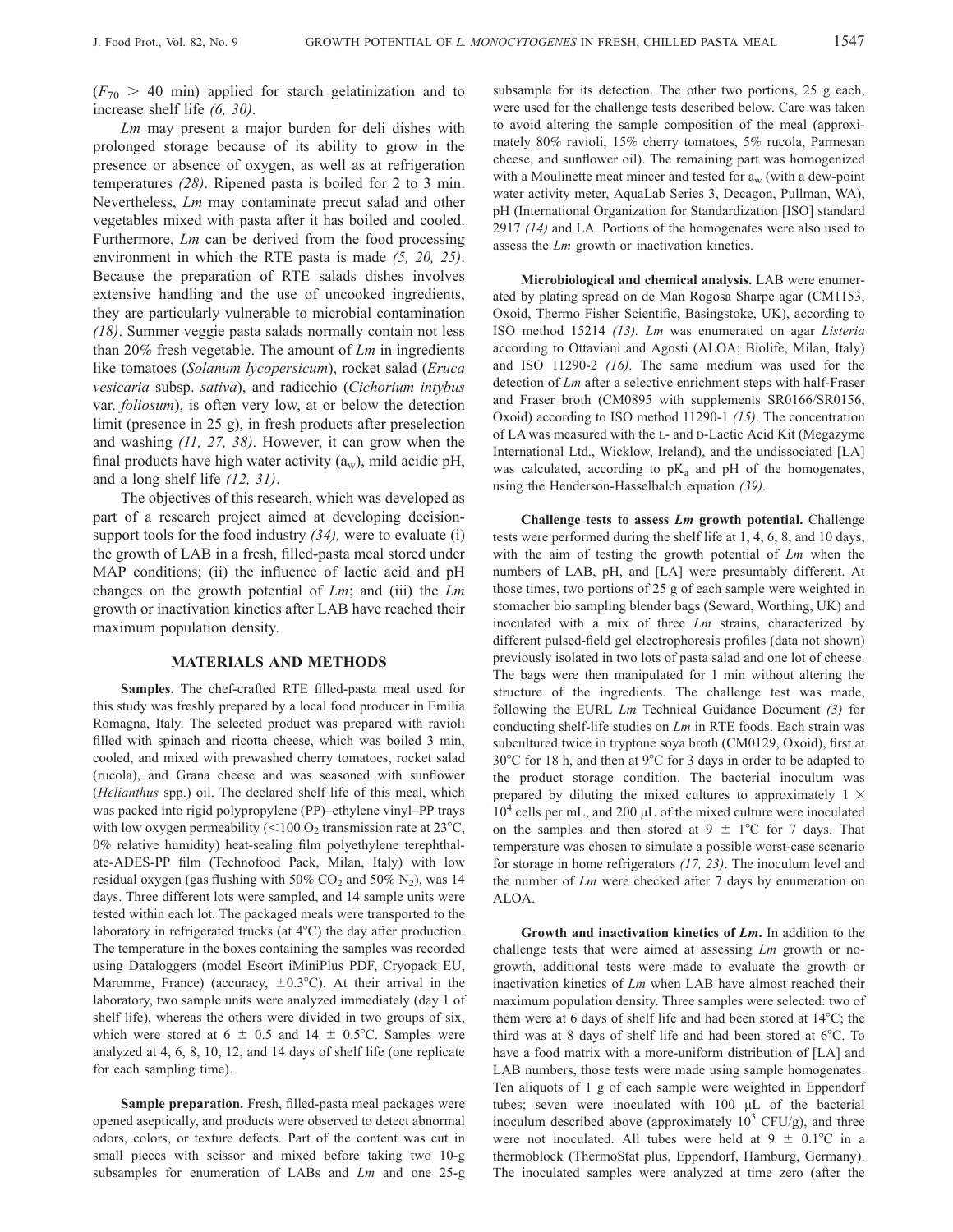($F_{70}$ > 40 min) applied for starch gelatinization and to increase shelf life *(6, 30)*.

*Lm* may present a major burden for deli dishes with prolonged storage because of its ability to grow in the presence or absence of oxygen, as well as at refrigeration temperatures *(28)*. Ripened pasta is boiled for 2 to 3 min. Nevertheless, *Lm* may contaminate precut salad and other vegetables mixed with pasta after it has boiled and cooled. Furthermore, *Lm* can be derived from the food processing environment in which the RTE pasta is made *(5, 20, 25)*. Because the preparation of RTE salads dishes involves extensive handling and the use of uncooked ingredients, they are particularly vulnerable to microbial contamination *(18)*. Summer veggie pasta salads normally contain not less than 20% fresh vegetable. The amount of *Lm* in ingredients like tomatoes (*Solanum lycopersicum*), rocket salad (*Eruca vesicaria* subsp. *sativa*), and radicchio (*Cichorium intybus* var. *foliosum*), is often very low, at or below the detection limit (presence in 25 g), in fresh products after preselection and washing *(11, 27, 38)*. However, it can grow when the final products have high water activity ($a_w$), mild acidic pH, and a long shelf life *(12, 31)*.

The objectives of this research, which was developed as part of a research project aimed at developing decision-support tools for the food industry *(34),* were to evaluate (i) the growth of LAB in a fresh, filled-pasta meal stored under MAP conditions; (ii) the influence of lactic acid and pH changes on the growth potential of *Lm*; and (iii) the *Lm* growth or inactivation kinetics after LAB have reached their maximum population density.

## MATERIALS AND METHODS

**Samples.** The chef-crafted RTE filled-pasta meal used for this study was freshly prepared by a local food producer in Emilia Romagna, Italy. The selected product was prepared with ravioli filled with spinach and ricotta cheese, which was boiled 3 min, cooled, and mixed with prewashed cherry tomatoes, rocket salad (rucola), and Grana cheese and was seasoned with sunflower (*Helianthus* spp.) oil. The declared shelf life of this meal, which was packed into rigid polypropylene (PP)–ethylene vinyl–PP trays with low oxygen permeability (<100 $O_2$ transmission rate at 23°C, 0% relative humidity) heat-sealing film polyethylene terephthalate-ADES-PP film (Technofood Pack, Milan, Italy) with low residual oxygen (gas flushing with 50% $CO_2$ and 50% $N_2$), was 14 days. Three different lots were sampled, and 14 sample units were tested within each lot. The packaged meals were transported to the laboratory in refrigerated trucks (at 4°C) the day after production. The temperature in the boxes containing the samples was recorded using Dataloggers (model Escort iMiniPlus PDF, Cryopack EU, Maromme, France) (accuracy, ±0.3°C). At their arrival in the laboratory, two sample units were analyzed immediately (day 1 of shelf life), whereas the others were divided in two groups of six, which were stored at 6 ± 0.5 and 14 ± 0.5°C. Samples were analyzed at 4, 6, 8, 10, 12, and 14 days of shelf life (one replicate for each sampling time).

**Sample preparation.** Fresh, filled-pasta meal packages were opened aseptically, and products were observed to detect abnormal odors, colors, or texture defects. Part of the content was cut in small pieces with scissor and mixed before taking two 10-g subsamples for enumeration of LABs and *Lm* and one 25-g subsample for its detection. The other two portions, 25 g each, were used for the challenge tests described below. Care was taken to avoid altering the sample composition of the meal (approximately 80% ravioli, 15% cherry tomatoes, 5% rucola, Parmesan cheese, and sunflower oil). The remaining part was homogenized with a Moulinette meat mincer and tested for $a_w$ (with a dew-point water activity meter, AquaLab Series 3, Decagon, Pullman, WA), pH (International Organization for Standardization [ISO] standard 2917 *(14)* and LA. Portions of the homogenates were also used to assess the *Lm* growth or inactivation kinetics.

**Microbiological and chemical analysis.** LAB were enumerated by plating spread on de Man Rogosa Sharpe agar (CM1153, Oxoid, Thermo Fisher Scientific, Basingstoke, UK), according to ISO method 15214 *(13). Lm* was enumerated on agar *Listeria* according to Ottaviani and Agosti (ALOA; Biolife, Milan, Italy) and ISO 11290-2 *(16)*. The same medium was used for the detection of *Lm* after a selective enrichment steps with half-Fraser and Fraser broth (CM0895 with supplements SR0166/SR0156, Oxoid) according to ISO method 11290-1 *(15)*. The concentration of LA was measured with the L- and D-Lactic Acid Kit (Megazyme International Ltd., Wicklow, Ireland), and the undissociated [LA] was calculated, according to $pK_a$ and pH of the homogenates, using the Henderson-Hasselbalch equation *(39)*.

**Challenge tests to assess *Lm* growth potential.** Challenge tests were performed during the shelf life at 1, 4, 6, 8, and 10 days, with the aim of testing the growth potential of *Lm* when the numbers of LAB, pH, and [LA] were presumably different. At those times, two portions of 25 g of each sample were weighted in stomacher bio sampling blender bags (Seward, Worthing, UK) and inoculated with a mix of three *Lm* strains, characterized by different pulsed-field gel electrophoresis profiles (data not shown) previously isolated in two lots of pasta salad and one lot of cheese. The bags were then manipulated for 1 min without altering the structure of the ingredients. The challenge test was made, following the EURL *Lm* Technical Guidance Document *(3)* for conducting shelf-life studies on *Lm* in RTE foods. Each strain was subcultured twice in tryptone soya broth (CM0129, Oxoid), first at 30°C for 18 h, and then at 9°C for 3 days in order to be adapted to the product storage condition. The bacterial inoculum was prepared by diluting the mixed cultures to approximately $1 \times 10^4$ cells per mL, and 200 μL of the mixed culture were inoculated on the samples and then stored at 9 ± 1°C for 7 days. That temperature was chosen to simulate a possible worst-case scenario for storage in home refrigerators *(17, 23)*. The inoculum level and the number of *Lm* were checked after 7 days by enumeration on ALOA.

**Growth and inactivation kinetics of *Lm*.** In addition to the challenge tests that were aimed at assessing *Lm* growth or no-growth, additional tests were made to evaluate the growth or inactivation kinetics of *Lm* when LAB have almost reached their maximum population density. Three samples were selected: two of them were at 6 days of shelf life and had been stored at 14°C; the third was at 8 days of shelf life and had been stored at 6°C. To have a food matrix with a more-uniform distribution of [LA] and LAB numbers, those tests were made using sample homogenates. Ten aliquots of 1 g of each sample were weighted in Eppendorf tubes; seven were inoculated with 100 μL of the bacterial inoculum described above (approximately $10^3$ CFU/g), and three were not inoculated. All tubes were held at 9 ± 0.1°C in a thermoblock (ThermoStat plus, Eppendorf, Hamburg, Germany). The inoculated samples were analyzed at time zero (after the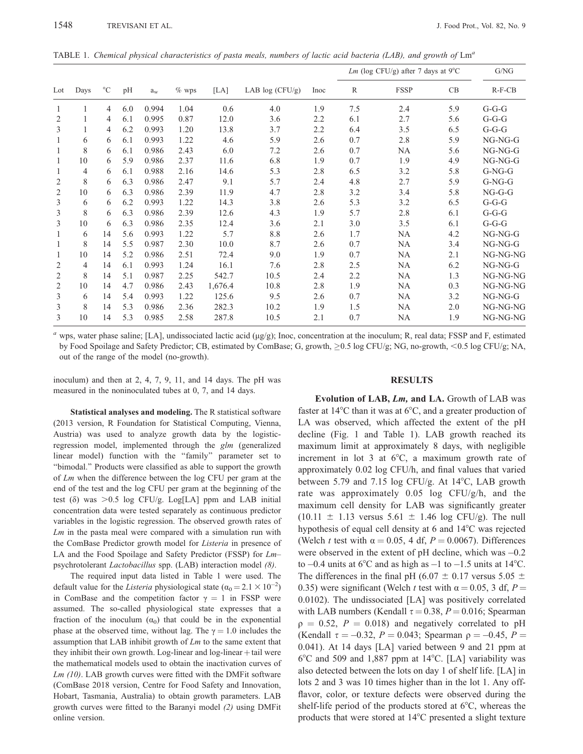TABLE 1. *Chemical physical characteristics of pasta meals, numbers of lactic acid bacteria (LAB), and growth of* Lm[a]

| Lot | Days | °C | pH | $a_w$ | % wps | [LA] | LAB log (CFU/g) | Inoc | *Lm* (log CFU/g) after 7 days at 9°C | | | G/NG |
|---|---|---|---|---|---|---|---|---|---|---|---|---|
| | | | | | | | | | R | FSSP | CB | R-F-CB |
| 1 | 1 | 4 | 6.0 | 0.994 | 1.04 | 0.6 | 4.0 | 1.9 | 7.5 | 2.4 | 5.9 | G-G-G |
| 2 | 1 | 4 | 6.1 | 0.995 | 0.87 | 12.0 | 3.6 | 2.2 | 6.1 | 2.7 | 5.6 | G-G-G |
| 3 | 1 | 4 | 6.2 | 0.993 | 1.20 | 13.8 | 3.7 | 2.2 | 6.4 | 3.5 | 6.5 | G-G-G |
| 1 | 6 | 6 | 6.1 | 0.993 | 1.22 | 4.6 | 5.9 | 2.6 | 0.7 | 2.8 | 5.9 | NG-NG-G |
| 1 | 8 | 6 | 6.1 | 0.986 | 2.43 | 6.0 | 7.2 | 2.6 | 0.7 | NA | 5.6 | NG-NG-G |
| 1 | 10 | 6 | 5.9 | 0.986 | 2.37 | 11.6 | 6.8 | 1.9 | 0.7 | 1.9 | 4.9 | NG-NG-G |
| 1 | 4 | 6 | 6.1 | 0.988 | 2.16 | 14.6 | 5.3 | 2.8 | 6.5 | 3.2 | 5.8 | G-NG-G |
| 2 | 8 | 6 | 6.3 | 0.986 | 2.47 | 9.1 | 5.7 | 2.4 | 4.8 | 2.7 | 5.9 | G-NG-G |
| 2 | 10 | 6 | 6.3 | 0.986 | 2.39 | 11.9 | 4.7 | 2.8 | 3.2 | 3.4 | 5.8 | NG-G-G |
| 3 | 6 | 6 | 6.2 | 0.993 | 1.22 | 14.3 | 3.8 | 2.6 | 5.3 | 3.2 | 6.5 | G-G-G |
| 3 | 8 | 6 | 6.3 | 0.986 | 2.39 | 12.6 | 4.3 | 1.9 | 5.7 | 2.8 | 6.1 | G-G-G |
| 3 | 10 | 6 | 6.3 | 0.986 | 2.35 | 12.4 | 3.6 | 2.1 | 3.0 | 3.5 | 6.1 | G-G-G |
| 1 | 6 | 14 | 5.6 | 0.993 | 1.22 | 5.7 | 8.8 | 2.6 | 1.7 | NA | 4.2 | NG-NG-G |
| 1 | 8 | 14 | 5.5 | 0.987 | 2.30 | 10.0 | 8.7 | 2.6 | 0.7 | NA | 3.4 | NG-NG-G |
| 1 | 10 | 14 | 5.2 | 0.986 | 2.51 | 72.4 | 9.0 | 1.9 | 0.7 | NA | 2.1 | NG-NG-NG |
| 2 | 4 | 14 | 6.1 | 0.993 | 1.24 | 16.1 | 7.6 | 2.8 | 2.5 | NA | 6.2 | NG-NG-G |
| 2 | 8 | 14 | 5.1 | 0.987 | 2.25 | 542.7 | 10.5 | 2.4 | 2.2 | NA | 1.3 | NG-NG-NG |
| 2 | 10 | 14 | 4.7 | 0.986 | 2.43 | 1,676.4 | 10.8 | 2.8 | 1.9 | NA | 0.3 | NG-NG-NG |
| 3 | 6 | 14 | 5.4 | 0.993 | 1.22 | 125.6 | 9.5 | 2.6 | 0.7 | NA | 3.2 | NG-NG-G |
| 3 | 8 | 14 | 5.3 | 0.986 | 2.36 | 282.3 | 10.2 | 1.9 | 1.5 | NA | 2.0 | NG-NG-NG |
| 3 | 10 | 14 | 5.3 | 0.985 | 2.58 | 287.8 | 10.5 | 2.1 | 0.7 | NA | 1.9 | NG-NG-NG |

[a] wps, water phase saline; [LA], undissociated lactic acid (μg/g); Inoc, concentration at the inoculum; R, real data; FSSP and F, estimated by Food Spoilage and Safety Predictor; CB, estimated by ComBase; G, growth, ≥0.5 log CFU/g; NG, no-growth, <0.5 log CFU/g; NA, out of the range of the model (no-growth).

inoculum) and then at 2, 4, 7, 9, 11, and 14 days. The pH was measured in the noninoculated tubes at 0, 7, and 14 days.

**Statistical analyses and modeling.** The R statistical software (2013 version, R Foundation for Statistical Computing, Vienna, Austria) was used to analyze growth data by the logistic-regression model, implemented through the *glm* (generalized linear model) function with the "family" parameter set to "bimodal." Products were classified as able to support the growth of *Lm* when the difference between the log CFU per gram at the end of the test and the log CFU per gram at the beginning of the test (δ) was >0.5 log CFU/g. Log[LA] ppm and LAB initial concentration data were tested separately as continuous predictor variables in the logistic regression. The observed growth rates of *Lm* in the pasta meal were compared with a simulation run with the ComBase Predictor growth model for *Listeria* in presence of LA and the Food Spoilage and Safety Predictor (FSSP) for *Lm*–psychrotolerant *Lactobacillus* spp. (LAB) interaction model *(8)*.

The required input data listed in Table 1 were used. The default value for the *Listeria* physiological state ($\alpha_0 = 2.1 \times 10^{-2}$) in ComBase and the competition factor $\gamma = 1$ in FSSP were assumed. The so-called physiological state expresses that a fraction of the inoculum ($\alpha_0$) that could be in the exponential phase at the observed time, without lag. The $\gamma = 1.0$ includes the assumption that LAB inhibit growth of *Lm* to the same extent that they inhibit their own growth. Log-linear and log-linear + tail were the mathematical models used to obtain the inactivation curves of *Lm (10)*. LAB growth curves were fitted with the DMFit software (ComBase 2018 version, Centre for Food Safety and Innovation, Hobart, Tasmania, Australia) to obtain growth parameters. LAB growth curves were fitted to the Baranyi model *(2)* using DMFit online version.

## RESULTS

**Evolution of LAB, *Lm*, and LA.** Growth of LAB was faster at 14°C than it was at 6°C, and a greater production of LA was observed, which affected the extent of the pH decline (Fig. 1 and Table 1). LAB growth reached its maximum limit at approximately 8 days, with negligible increment in lot 3 at 6°C, a maximum growth rate of approximately 0.02 log CFU/h, and final values that varied between 5.79 and 7.15 log CFU/g. At 14°C, LAB growth rate was approximately 0.05 log CFU/g/h, and the maximum cell density for LAB was significantly greater (10.11 ± 1.13 versus 5.61 ± 1.46 log CFU/g). The null hypothesis of equal cell density at 6 and 14°C was rejected (Welch *t* test with $\alpha = 0.05$, 4 df, $P = 0.0067$). Differences were observed in the extent of pH decline, which was –0.2 to –0.4 units at 6°C and as high as –1 to –1.5 units at 14°C. The differences in the final pH (6.07 ± 0.17 versus 5.05 ± 0.35) were significant (Welch *t* test with $\alpha = 0.05$, 3 df, $P = 0.0102$). The undissociated [LA] was positively correlated with LAB numbers (Kendall $\tau = 0.38$, $P = 0.016$; Spearman $\rho = 0.52$, $P = 0.018$) and negatively correlated to pH (Kendall $\tau = –0.32$, $P = 0.043$; Spearman $\rho = –0.45$, $P = 0.041$). At 14 days [LA] varied between 9 and 21 ppm at 6°C and 509 and 1,887 ppm at 14°C. [LA] variability was also detected between the lots on day 1 of shelf life. [LA] in lots 2 and 3 was 10 times higher than in the lot 1. Any off-flavor, color, or texture defects were observed during the shelf-life period of the products stored at 6°C, whereas the products that were stored at 14°C presented a slight texture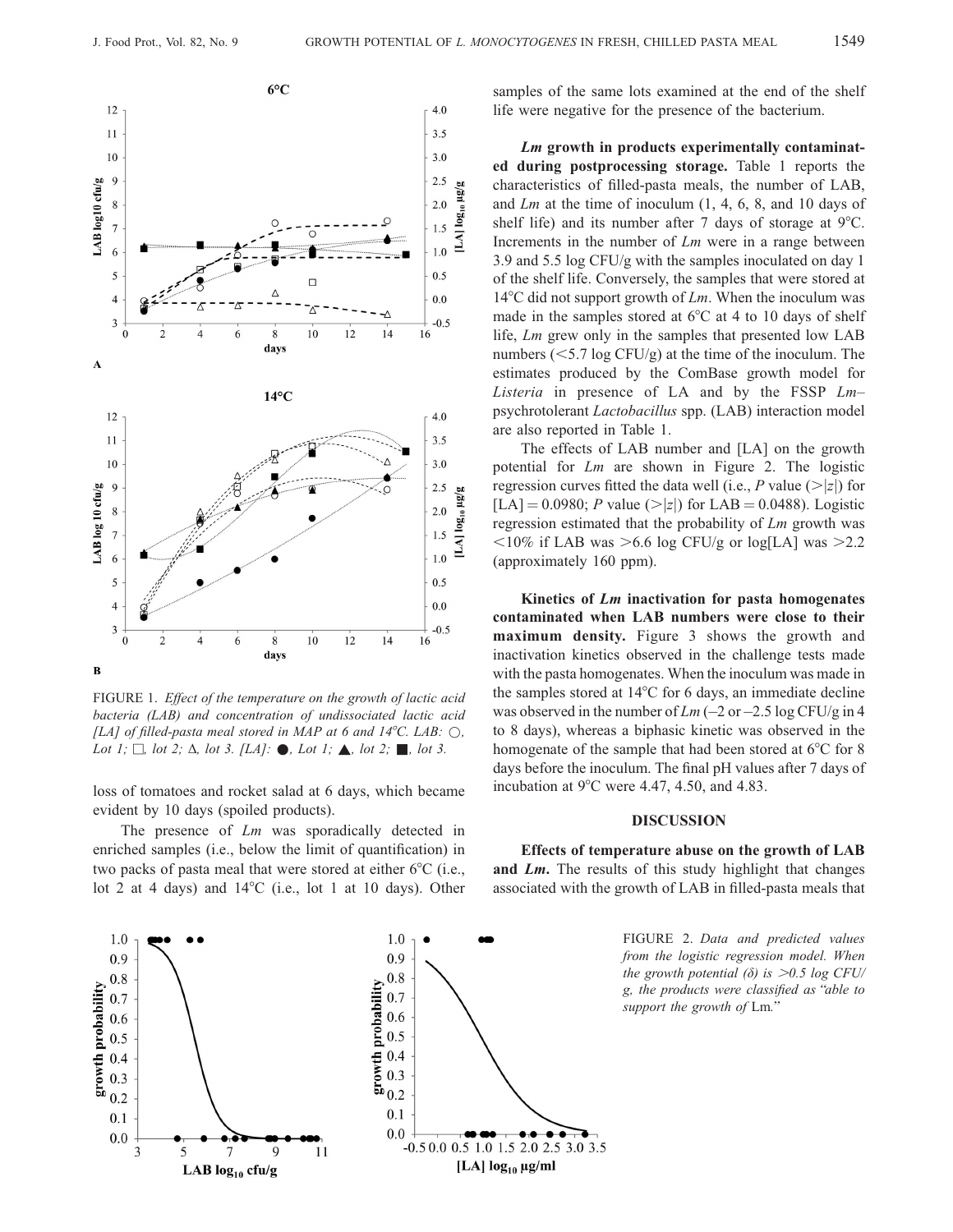FIGURE 1. *Effect of the temperature on the growth of lactic acid bacteria (LAB) and concentration of undissociated lactic acid [LA] of filled-pasta meal stored in MAP at 6 and 14°C. LAB: ○, Lot 1; □, lot 2; Δ, lot 3. [LA]: ●, Lot 1; ▲, lot 2; ■, lot 3.*

loss of tomatoes and rocket salad at 6 days, which became evident by 10 days (spoiled products).

The presence of *Lm* was sporadically detected in enriched samples (i.e., below the limit of quantification) in two packs of pasta meal that were stored at either 6°C (i.e., lot 2 at 4 days) and 14°C (i.e., lot 1 at 10 days). Other samples of the same lots examined at the end of the shelf life were negative for the presence of the bacterium.

***Lm* growth in products experimentally contaminated during postprocessing storage.** Table 1 reports the characteristics of filled-pasta meals, the number of LAB, and *Lm* at the time of inoculum (1, 4, 6, 8, and 10 days of shelf life) and its number after 7 days of storage at 9°C. Increments in the number of *Lm* were in a range between 3.9 and 5.5 log CFU/g with the samples inoculated on day 1 of the shelf life. Conversely, the samples that were stored at 14°C did not support growth of *Lm*. When the inoculum was made in the samples stored at 6°C at 4 to 10 days of shelf life, *Lm* grew only in the samples that presented low LAB numbers (<5.7 log CFU/g) at the time of the inoculum. The estimates produced by the ComBase growth model for *Listeria* in presence of LA and by the FSSP *Lm*–psychrotolerant *Lactobacillus* spp. (LAB) interaction model are also reported in Table 1.

The effects of LAB number and [LA] on the growth potential for *Lm* are shown in Figure 2. The logistic regression curves fitted the data well (i.e., *P* value (>|*z*|) for [LA] = 0.0980; *P* value (>|*z*|) for LAB = 0.0488). Logistic regression estimated that the probability of *Lm* growth was <10% if LAB was >6.6 log CFU/g or log[LA] was >2.2 (approximately 160 ppm).

**Kinetics of *Lm* inactivation for pasta homogenates contaminated when LAB numbers were close to their maximum density.** Figure 3 shows the growth and inactivation kinetics observed in the challenge tests made with the pasta homogenates. When the inoculum was made in the samples stored at 14°C for 6 days, an immediate decline was observed in the number of *Lm* (–2 or –2.5 log CFU/g in 4 to 8 days), whereas a biphasic kinetic was observed in the homogenate of the sample that had been stored at 6°C for 8 days before the inoculum. The final pH values after 7 days of incubation at 9°C were 4.47, 4.50, and 4.83.

## DISCUSSION

**Effects of temperature abuse on the growth of LAB and *Lm*.** The results of this study highlight that changes associated with the growth of LAB in filled-pasta meals that

FIGURE 2. *Data and predicted values from the logistic regression model. When the growth potential (δ) is >0.5 log CFU/g, the products were classified as "able to support the growth of* Lm*."*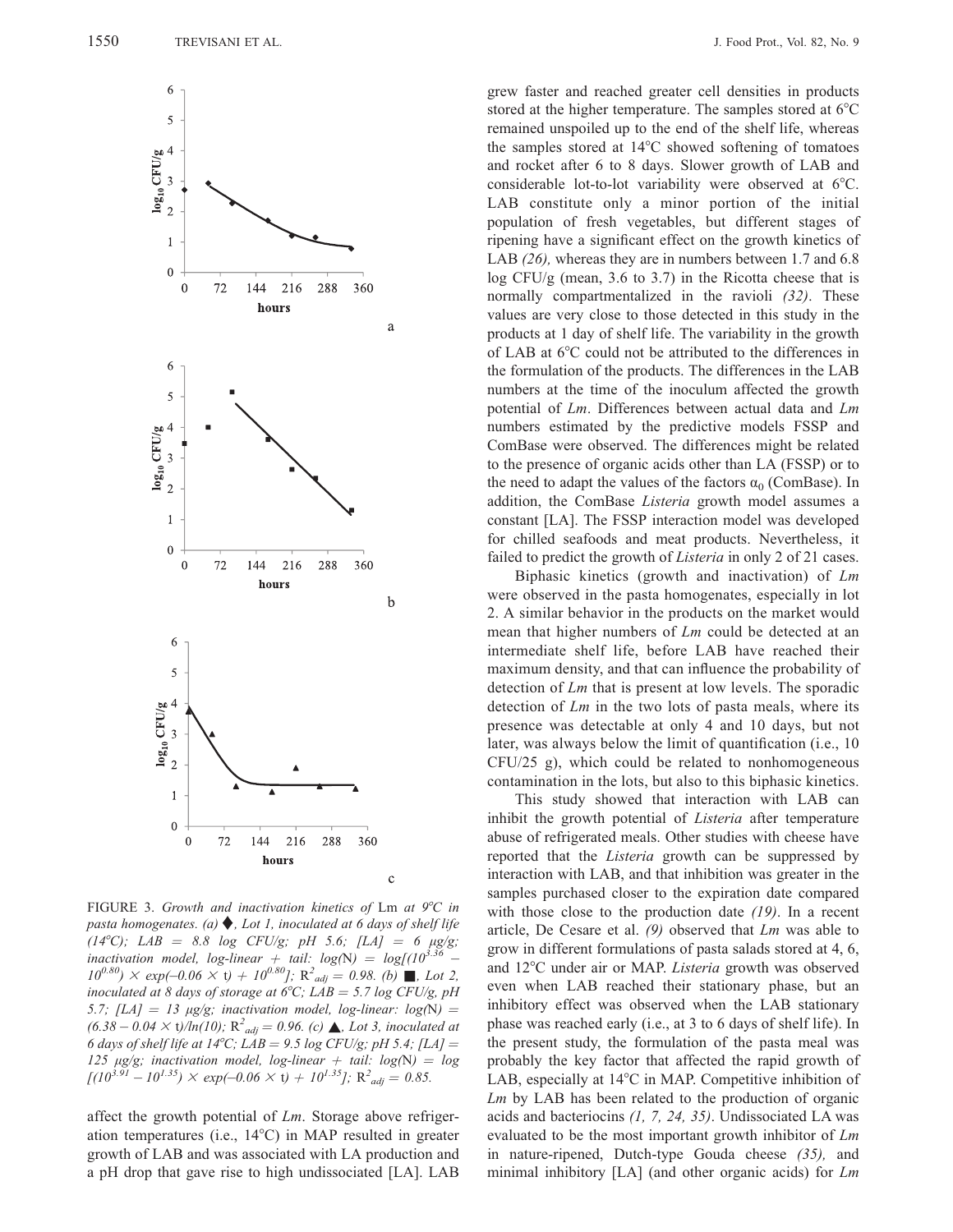FIGURE 3. *Growth and inactivation kinetics of* Lm *at 9°C in pasta homogenates. (a)* ♦*, Lot 1, inoculated at 6 days of shelf life (14°C); LAB = 8.8 log CFU/g; pH 5.6; [LA] = 6 μg/g; inactivation model, log-linear + tail: log(N) = log[($10^{3.36}$ − $10^{0.80}$) × exp(−0.06 × t) + $10^{0.80}$]; $R^2_{adj}$ = 0.98. (b)* ■*, Lot 2, inoculated at 8 days of storage at 6°C; LAB = 5.7 log CFU/g, pH 5.7; [LA] = 13 μg/g; inactivation model, log-linear: log(N) = (6.38 − 0.04 × t)/ln(10); $R^2_{adj}$ = 0.96. (c)* ▲*, Lot 3, inoculated at 6 days of shelf life at 14°C; LAB = 9.5 log CFU/g; pH 5.4; [LA] = 125 μg/g; inactivation model, log-linear + tail: log(N) = log[($10^{3.91}$ − $10^{1.35}$) × exp(−0.06 × t) + $10^{1.35}$]; $R^2_{adj}$ = 0.85.*

affect the growth potential of *Lm*. Storage above refrigeration temperatures (i.e., 14°C) in MAP resulted in greater growth of LAB and was associated with LA production and a pH drop that gave rise to high undissociated [LA]. LAB grew faster and reached greater cell densities in products stored at the higher temperature. The samples stored at 6°C remained unspoiled up to the end of the shelf life, whereas the samples stored at 14°C showed softening of tomatoes and rocket after 6 to 8 days. Slower growth of LAB and considerable lot-to-lot variability were observed at 6°C. LAB constitute only a minor portion of the initial population of fresh vegetables, but different stages of ripening have a significant effect on the growth kinetics of LAB *(26),* whereas they are in numbers between 1.7 and 6.8 log CFU/g (mean, 3.6 to 3.7) in the Ricotta cheese that is normally compartmentalized in the ravioli *(32)*. These values are very close to those detected in this study in the products at 1 day of shelf life. The variability in the growth of LAB at 6°C could not be attributed to the differences in the formulation of the products. The differences in the LAB numbers at the time of the inoculum affected the growth potential of *Lm*. Differences between actual data and *Lm* numbers estimated by the predictive models FSSP and ComBase were observed. The differences might be related to the presence of organic acids other than LA (FSSP) or to the need to adapt the values of the factors $\alpha_0$ (ComBase). In addition, the ComBase *Listeria* growth model assumes a constant [LA]. The FSSP interaction model was developed for chilled seafoods and meat products. Nevertheless, it failed to predict the growth of *Listeria* in only 2 of 21 cases.

Biphasic kinetics (growth and inactivation) of *Lm* were observed in the pasta homogenates, especially in lot 2. A similar behavior in the products on the market would mean that higher numbers of *Lm* could be detected at an intermediate shelf life, before LAB have reached their maximum density, and that can influence the probability of detection of *Lm* that is present at low levels. The sporadic detection of *Lm* in the two lots of pasta meals, where its presence was detectable at only 4 and 10 days, but not later, was always below the limit of quantification (i.e., 10 CFU/25 g), which could be related to nonhomogeneous contamination in the lots, but also to this biphasic kinetics.

This study showed that interaction with LAB can inhibit the growth potential of *Listeria* after temperature abuse of refrigerated meals. Other studies with cheese have reported that the *Listeria* growth can be suppressed by interaction with LAB, and that inhibition was greater in the samples purchased closer to the expiration date compared with those close to the production date *(19)*. In a recent article, De Cesare et al. *(9)* observed that *Lm* was able to grow in different formulations of pasta salads stored at 4, 6, and 12°C under air or MAP. *Listeria* growth was observed even when LAB reached their stationary phase, but an inhibitory effect was observed when the LAB stationary phase was reached early (i.e., at 3 to 6 days of shelf life). In the present study, the formulation of the pasta meal was probably the key factor that affected the rapid growth of LAB, especially at 14°C in MAP. Competitive inhibition of *Lm* by LAB has been related to the production of organic acids and bacteriocins *(1, 7, 24, 35)*. Undissociated LA was evaluated to be the most important growth inhibitor of *Lm* in nature-ripened, Dutch-type Gouda cheese *(35),* and minimal inhibitory [LA] (and other organic acids) for *Lm*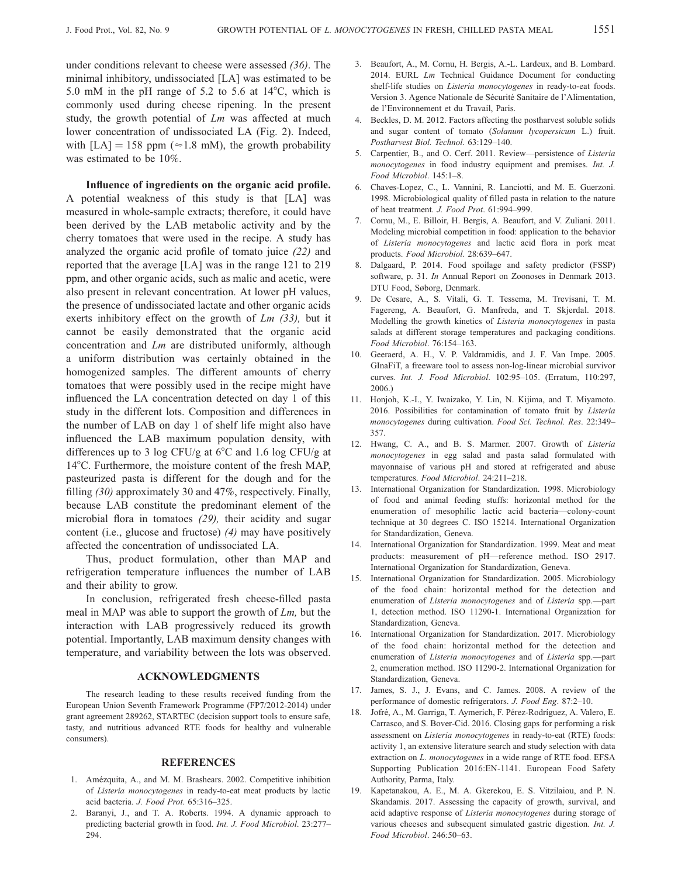under conditions relevant to cheese were assessed *(36)*. The minimal inhibitory, undissociated [LA] was estimated to be 5.0 mM in the pH range of 5.2 to 5.6 at 14°C, which is commonly used during cheese ripening. In the present study, the growth potential of *Lm* was affected at much lower concentration of undissociated LA (Fig. 2). Indeed, with [LA] = 158 ppm (≈1.8 mM), the growth probability was estimated to be 10%.

**Influence of ingredients on the organic acid profile.** A potential weakness of this study is that [LA] was measured in whole-sample extracts; therefore, it could have been derived by the LAB metabolic activity and by the cherry tomatoes that were used in the recipe. A study has analyzed the organic acid profile of tomato juice *(22)* and reported that the average [LA] was in the range 121 to 219 ppm, and other organic acids, such as malic and acetic, were also present in relevant concentration. At lower pH values, the presence of undissociated lactate and other organic acids exerts inhibitory effect on the growth of *Lm (33),* but it cannot be easily demonstrated that the organic acid concentration and *Lm* are distributed uniformly, although a uniform distribution was certainly obtained in the homogenized samples. The different amounts of cherry tomatoes that were possibly used in the recipe might have influenced the LA concentration detected on day 1 of this study in the different lots. Composition and differences in the number of LAB on day 1 of shelf life might also have influenced the LAB maximum population density, with differences up to 3 log CFU/g at 6°C and 1.6 log CFU/g at 14°C. Furthermore, the moisture content of the fresh MAP, pasteurized pasta is different for the dough and for the filling *(30)* approximately 30 and 47%, respectively. Finally, because LAB constitute the predominant element of the microbial flora in tomatoes *(29),* their acidity and sugar content (i.e., glucose and fructose) *(4)* may have positively affected the concentration of undissociated LA.

Thus, product formulation, other than MAP and refrigeration temperature influences the number of LAB and their ability to grow.

In conclusion, refrigerated fresh cheese-filled pasta meal in MAP was able to support the growth of *Lm,* but the interaction with LAB progressively reduced its growth potential. Importantly, LAB maximum density changes with temperature, and variability between the lots was observed.

## ACKNOWLEDGMENTS

The research leading to these results received funding from the European Union Seventh Framework Programme (FP7/2012-2014) under grant agreement 289262, STARTEC (decision support tools to ensure safe, tasty, and nutritious advanced RTE foods for healthy and vulnerable consumers).

## REFERENCES

1. Amézquita, A., and M. M. Brashears. 2002. Competitive inhibition of *Listeria monocytogenes* in ready-to-eat meat products by lactic acid bacteria. *J. Food Prot*. 65:316–325.
2. Baranyi, J., and T. A. Roberts. 1994. A dynamic approach to predicting bacterial growth in food. *Int. J. Food Microbiol*. 23:277–294.
3. Beaufort, A., M. Cornu, H. Bergis, A.-L. Lardeux, and B. Lombard. 2014. EURL *Lm* Technical Guidance Document for conducting shelf-life studies on *Listeria monocytogenes* in ready-to-eat foods. Version 3. Agence Nationale de Sécurité Sanitaire de l'Alimentation, de l'Environnement et du Travail, Paris.
4. Beckles, D. M. 2012. Factors affecting the postharvest soluble solids and sugar content of tomato (*Solanum lycopersicum* L.) fruit. *Postharvest Biol. Technol*. 63:129–140.
5. Carpentier, B., and O. Cerf. 2011. Review—persistence of *Listeria monocytogenes* in food industry equipment and premises. *Int. J. Food Microbiol*. 145:1–8.
6. Chaves-Lopez, C., L. Vannini, R. Lanciotti, and M. E. Guerzoni. 1998. Microbiological quality of filled pasta in relation to the nature of heat treatment. *J. Food Prot*. 61:994–999.
7. Cornu, M., E. Billoir, H. Bergis, A. Beaufort, and V. Zuliani. 2011. Modeling microbial competition in food: application to the behavior of *Listeria monocytogenes* and lactic acid flora in pork meat products. *Food Microbiol*. 28:639–647.
8. Dalgaard, P. 2014. Food spoilage and safety predictor (FSSP) software, p. 31. *In* Annual Report on Zoonoses in Denmark 2013. DTU Food, Søborg, Denmark.
9. De Cesare, A., S. Vitali, G. T. Tessema, M. Trevisani, T. M. Fagereng, A. Beaufort, G. Manfreda, and T. Skjerdal. 2018. Modelling the growth kinetics of *Listeria monocytogenes* in pasta salads at different storage temperatures and packaging conditions. *Food Microbiol*. 76:154–163.
10. Geeraerd, A. H., V. P. Valdramidis, and J. F. Van Impe. 2005. GInaFiT, a freeware tool to assess non-log-linear microbial survivor curves. *Int. J. Food Microbiol*. 102:95–105. (Erratum, 110:297, 2006.)
11. Honjoh, K.-I., Y. Iwaizako, Y. Lin, N. Kijima, and T. Miyamoto. 2016. Possibilities for contamination of tomato fruit by *Listeria monocytogenes* during cultivation. *Food Sci. Technol. Res*. 22:349–357.
12. Hwang, C. A., and B. S. Marmer. 2007. Growth of *Listeria monocytogenes* in egg salad and pasta salad formulated with mayonnaise of various pH and stored at refrigerated and abuse temperatures. *Food Microbiol*. 24:211–218.
13. International Organization for Standardization. 1998. Microbiology of food and animal feeding stuffs: horizontal method for the enumeration of mesophilic lactic acid bacteria—colony-count technique at 30 degrees C. ISO 15214. International Organization for Standardization, Geneva.
14. International Organization for Standardization. 1999. Meat and meat products: measurement of pH—reference method. ISO 2917. International Organization for Standardization, Geneva.
15. International Organization for Standardization. 2005. Microbiology of the food chain: horizontal method for the detection and enumeration of *Listeria monocytogenes* and of *Listeria* spp.—part 1, detection method. ISO 11290-1. International Organization for Standardization, Geneva.
16. International Organization for Standardization. 2017. Microbiology of the food chain: horizontal method for the detection and enumeration of *Listeria monocytogenes* and of *Listeria* spp.—part 2, enumeration method. ISO 11290-2. International Organization for Standardization, Geneva.
17. James, S. J., J. Evans, and C. James. 2008. A review of the performance of domestic refrigerators. *J. Food Eng*. 87:2–10.
18. Jofré, A., M. Garriga, T. Aymerich, F. Pérez-Rodríguez, A. Valero, E. Carrasco, and S. Bover-Cid. 2016. Closing gaps for performing a risk assessment on *Listeria monocytogenes* in ready-to-eat (RTE) foods: activity 1, an extensive literature search and study selection with data extraction on *L. monocytogenes* in a wide range of RTE food. EFSA Supporting Publication 2016:EN-1141. European Food Safety Authority, Parma, Italy.
19. Kapetanakou, A. E., M. A. Gkerekou, E. S. Vitzilaiou, and P. N. Skandamis. 2017. Assessing the capacity of growth, survival, and acid adaptive response of *Listeria monocytogenes* during storage of various cheeses and subsequent simulated gastric digestion. *Int. J. Food Microbiol*. 246:50–63.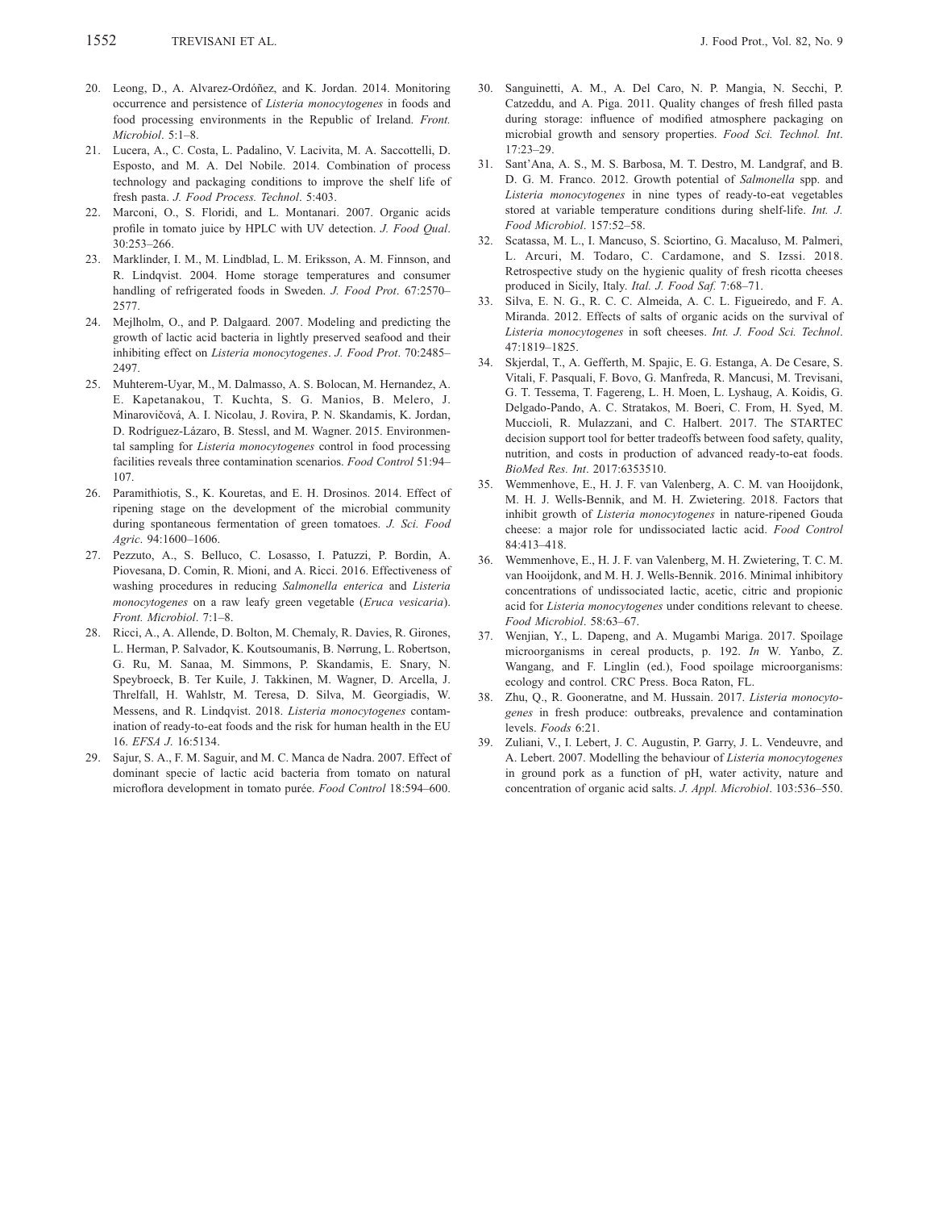20. Leong, D., A. Alvarez-Ordóñez, and K. Jordan. 2014. Monitoring occurrence and persistence of *Listeria monocytogenes* in foods and food processing environments in the Republic of Ireland. *Front. Microbiol*. 5:1–8.
21. Lucera, A., C. Costa, L. Padalino, V. Lacivita, M. A. Saccottelli, D. Esposto, and M. A. Del Nobile. 2014. Combination of process technology and packaging conditions to improve the shelf life of fresh pasta. *J. Food Process. Technol*. 5:403.
22. Marconi, O., S. Floridi, and L. Montanari. 2007. Organic acids profile in tomato juice by HPLC with UV detection. *J. Food Qual*. 30:253–266.
23. Marklinder, I. M., M. Lindblad, L. M. Eriksson, A. M. Finnson, and R. Lindqvist. 2004. Home storage temperatures and consumer handling of refrigerated foods in Sweden. *J. Food Prot*. 67:2570–2577.
24. Mejlholm, O., and P. Dalgaard. 2007. Modeling and predicting the growth of lactic acid bacteria in lightly preserved seafood and their inhibiting effect on *Listeria monocytogenes*. *J. Food Prot*. 70:2485–2497.
25. Muhterem-Uyar, M., M. Dalmasso, A. S. Bolocan, M. Hernandez, A. E. Kapetanakou, T. Kuchta, S. G. Manios, B. Melero, J. Minarovičová, A. I. Nicolau, J. Rovira, P. N. Skandamis, K. Jordan, D. Rodríguez-Lázaro, B. Stessl, and M. Wagner. 2015. Environmental sampling for *Listeria monocytogenes* control in food processing facilities reveals three contamination scenarios. *Food Control* 51:94–107.
26. Paramithiotis, S., K. Kouretas, and E. H. Drosinos. 2014. Effect of ripening stage on the development of the microbial community during spontaneous fermentation of green tomatoes. *J. Sci. Food Agric*. 94:1600–1606.
27. Pezzuto, A., S. Belluco, C. Losasso, I. Patuzzi, P. Bordin, A. Piovesana, D. Comin, R. Mioni, and A. Ricci. 2016. Effectiveness of washing procedures in reducing *Salmonella enterica* and *Listeria monocytogenes* on a raw leafy green vegetable (*Eruca vesicaria*). *Front. Microbiol*. 7:1–8.
28. Ricci, A., A. Allende, D. Bolton, M. Chemaly, R. Davies, R. Girones, L. Herman, P. Salvador, K. Koutsoumanis, B. Nørrung, L. Robertson, G. Ru, M. Sanaa, M. Simmons, P. Skandamis, E. Snary, N. Speybroeck, B. Ter Kuile, J. Takkinen, M. Wagner, D. Arcella, J. Threlfall, H. Wahlstr, M. Teresa, D. Silva, M. Georgiadis, W. Messens, and R. Lindqvist. 2018. *Listeria monocytogenes* contamination of ready-to-eat foods and the risk for human health in the EU 16. *EFSA J*. 16:5134.
29. Sajur, S. A., F. M. Saguir, and M. C. Manca de Nadra. 2007. Effect of dominant specie of lactic acid bacteria from tomato on natural microflora development in tomato purée. *Food Control* 18:594–600.
30. Sanguinetti, A. M., A. Del Caro, N. P. Mangia, N. Secchi, P. Catzeddu, and A. Piga. 2011. Quality changes of fresh filled pasta during storage: influence of modified atmosphere packaging on microbial growth and sensory properties. *Food Sci. Technol. Int*. 17:23–29.
31. Sant'Ana, A. S., M. S. Barbosa, M. T. Destro, M. Landgraf, and B. D. G. M. Franco. 2012. Growth potential of *Salmonella* spp. and *Listeria monocytogenes* in nine types of ready-to-eat vegetables stored at variable temperature conditions during shelf-life. *Int. J. Food Microbiol*. 157:52–58.
32. Scatassa, M. L., I. Mancuso, S. Sciortino, G. Macaluso, M. Palmeri, L. Arcuri, M. Todaro, C. Cardamone, and S. Izssi. 2018. Retrospective study on the hygienic quality of fresh ricotta cheeses produced in Sicily, Italy. *Ital. J. Food Saf*. 7:68–71.
33. Silva, E. N. G., R. C. C. Almeida, A. C. L. Figueiredo, and F. A. Miranda. 2012. Effects of salts of organic acids on the survival of *Listeria monocytogenes* in soft cheeses. *Int. J. Food Sci. Technol*. 47:1819–1825.
34. Skjerdal, T., A. Gefferth, M. Spajic, E. G. Estanga, A. De Cesare, S. Vitali, F. Pasquali, F. Bovo, G. Manfreda, R. Mancusi, M. Trevisani, G. T. Tessema, T. Fagereng, L. H. Moen, L. Lyshaug, A. Koidis, G. Delgado-Pando, A. C. Stratakos, M. Boeri, C. From, H. Syed, M. Muccioli, R. Mulazzani, and C. Halbert. 2017. The STARTEC decision support tool for better tradeoffs between food safety, quality, nutrition, and costs in production of advanced ready-to-eat foods. *BioMed Res. Int*. 2017:6353510.
35. Wemmenhove, E., H. J. F. van Valenberg, A. C. M. van Hooijdonk, M. H. J. Wells-Bennik, and M. H. Zwietering. 2018. Factors that inhibit growth of *Listeria monocytogenes* in nature-ripened Gouda cheese: a major role for undissociated lactic acid. *Food Control* 84:413–418.
36. Wemmenhove, E., H. J. F. van Valenberg, M. H. Zwietering, T. C. M. van Hooijdonk, and M. H. J. Wells-Bennik. 2016. Minimal inhibitory concentrations of undissociated lactic, acetic, citric and propionic acid for *Listeria monocytogenes* under conditions relevant to cheese. *Food Microbiol*. 58:63–67.
37. Wenjian, Y., L. Dapeng, and A. Mugambi Mariga. 2017. Spoilage microorganisms in cereal products, p. 192. *In* W. Yanbo, Z. Wangang, and F. Linglin (ed.), Food spoilage microorganisms: ecology and control. CRC Press. Boca Raton, FL.
38. Zhu, Q., R. Gooneratne, and M. Hussain. 2017. *Listeria monocytogenes* in fresh produce: outbreaks, prevalence and contamination levels. *Foods* 6:21.
39. Zuliani, V., I. Lebert, J. C. Augustin, P. Garry, J. L. Vendeuvre, and A. Lebert. 2007. Modelling the behaviour of *Listeria monocytogenes* in ground pork as a function of pH, water activity, nature and concentration of organic acid salts. *J. Appl. Microbiol*. 103:536–550.